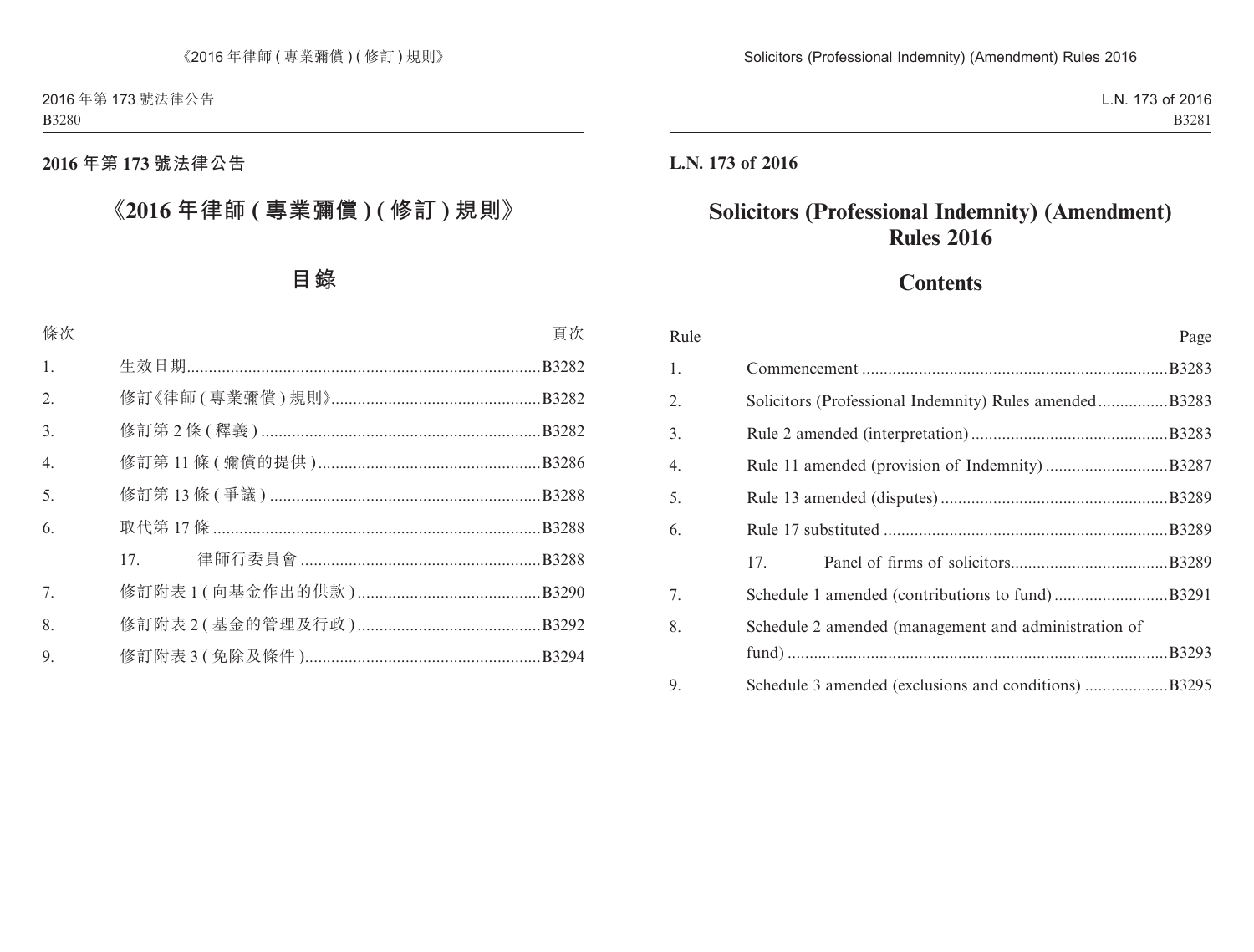## 2016 年第 173 號法律公告

# 《2016 年律師 ( 專業彌償 ) ( 修訂 ) 規則》

## 目錄

| 條次 | | 頁次 |
|---|---|---|
| 1. | 生效日期 | B3282 |
| 2. | 修訂《律師 ( 專業彌償 ) 規則》 | B3282 |
| 3. | 修訂第 2 條 ( 釋義 ) | B3282 |
| 4. | 修訂第 11 條 ( 彌償的提供 ) | B3286 |
| 5. | 修訂第 13 條 ( 爭議 ) | B3288 |
| 6. | 取代第 17 條 | B3288 |
| | 17. 律師行委員會 | B3288 |
| 7. | 修訂附表 1 ( 向基金作出的供款 ) | B3290 |
| 8. | 修訂附表 2 ( 基金的管理及行政 ) | B3292 |
| 9. | 修訂附表 3 ( 免除及條件 ) | B3294 |

## L.N. 173 of 2016

# Solicitors (Professional Indemnity) (Amendment) Rules 2016

## Contents

| Rule | | Page |
|---|---|---|
| 1. | Commencement | B3283 |
| 2. | Solicitors (Professional Indemnity) Rules amended | B3283 |
| 3. | Rule 2 amended (interpretation) | B3283 |
| 4. | Rule 11 amended (provision of Indemnity) | B3287 |
| 5. | Rule 13 amended (disputes) | B3289 |
| 6. | Rule 17 substituted | B3289 |
| | 17. Panel of firms of solicitors | B3289 |
| 7. | Schedule 1 amended (contributions to fund) | B3291 |
| 8. | Schedule 2 amended (management and administration of fund) | B3293 |
| 9. | Schedule 3 amended (exclusions and conditions) | B3295 |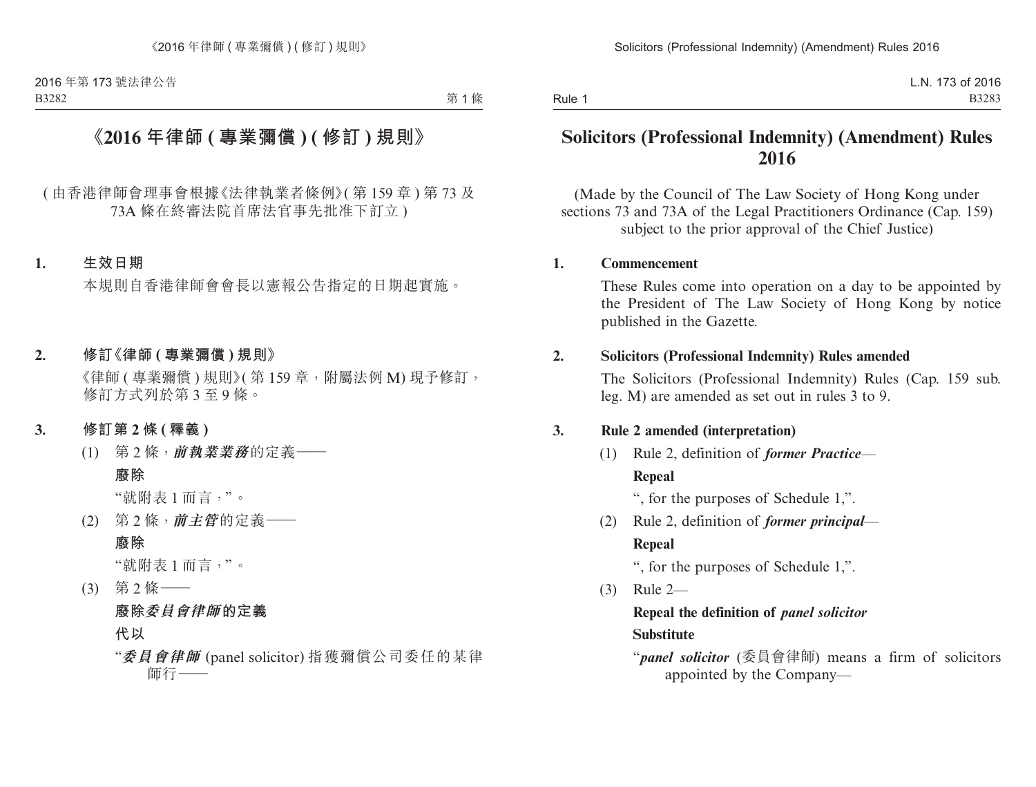# 《2016 年律師 ( 專業彌償 ) ( 修訂 ) 規則》

( 由香港律師會理事會根據《法律執業者條例》( 第 159 章 ) 第 73 及 73A 條在終審法院首席法官事先批准下訂立 )

**1. 生效日期**

本規則自香港律師會會長以憲報公告指定的日期起實施。

**2. 修訂《律師 ( 專業彌償 ) 規則》**

《律師 ( 專業彌償 ) 規則》( 第 159 章，附屬法例 M) 現予修訂，修訂方式列於第 3 至 9 條。

**3. 修訂第 2 條 ( 釋義 )**

(1) 第 2 條，***前執業業務***的定義——

**廢除**

"就附表 1 而言，"。

(2) 第 2 條，***前主管***的定義——

**廢除**

"就附表 1 而言，"。

(3) 第 2 條——

**廢除*委員會律師*的定義**

**代以**

"***委員會律師*** (panel solicitor) 指獲彌償公司委任的某律師行——

# Solicitors (Professional Indemnity) (Amendment) Rules 2016

(Made by the Council of The Law Society of Hong Kong under sections 73 and 73A of the Legal Practitioners Ordinance (Cap. 159) subject to the prior approval of the Chief Justice)

**1. Commencement**

These Rules come into operation on a day to be appointed by the President of The Law Society of Hong Kong by notice published in the Gazette.

**2. Solicitors (Professional Indemnity) Rules amended**

The Solicitors (Professional Indemnity) Rules (Cap. 159 sub. leg. M) are amended as set out in rules 3 to 9.

**3. Rule 2 amended (interpretation)**

(1) Rule 2, definition of ***former Practice***—

**Repeal**

", for the purposes of Schedule 1,".

(2) Rule 2, definition of ***former principal***—

**Repeal**

", for the purposes of Schedule 1,".

(3) Rule 2—

**Repeal the definition of *panel solicitor***

**Substitute**

"***panel solicitor*** (委員會律師) means a firm of solicitors appointed by the Company—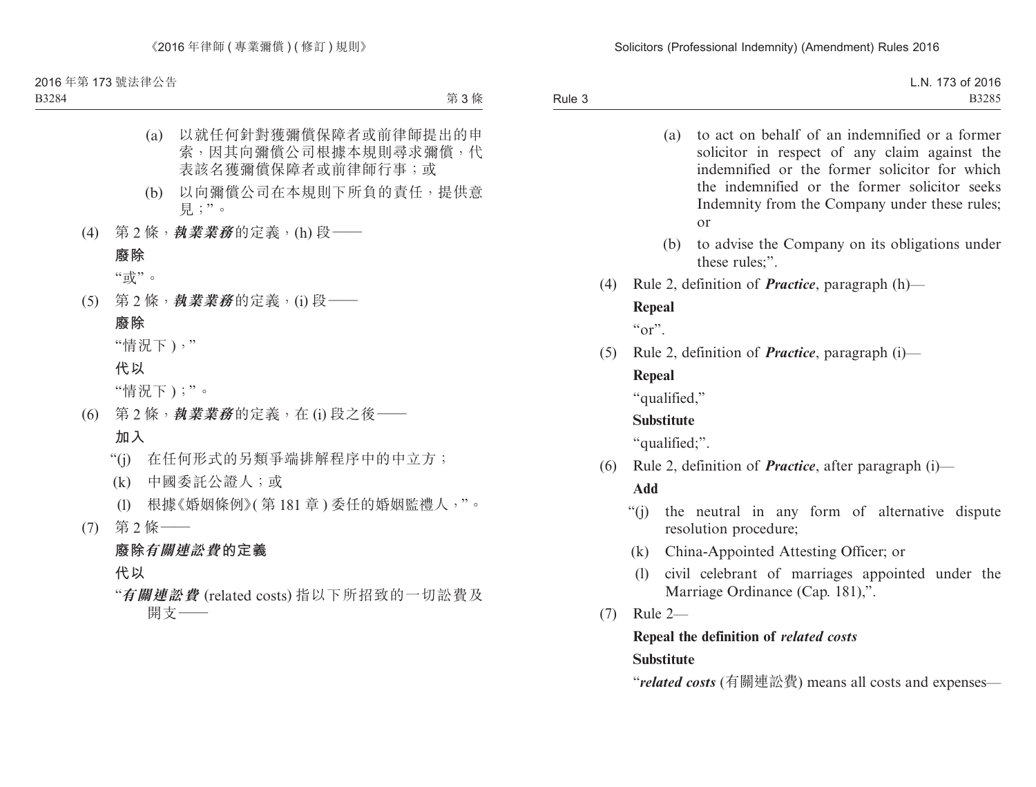(a) 以就任何針對獲彌償保障者或前律師提出的申索，因其向彌償公司根據本規則尋求彌償，代表該名獲彌償保障者或前律師行事；或

(b) 以向彌償公司在本規則下所負的責任，提供意見；”。

(4) 第 2 條，***執業業務***的定義，(h) 段——

**廢除**

“或”。

(5) 第 2 條，***執業業務***的定義，(i) 段——

**廢除**

“情況下 )，”

**代以**

“情況下 )；”。

(6) 第 2 條，***執業業務***的定義，在 (i) 段之後——

**加入**

“(j) 在任何形式的另類爭端排解程序中的中立方；

(k) 中國委託公證人；或

(l) 根據《婚姻條例》( 第 181 章 ) 委任的婚姻監禮人，”。

(7) 第 2 條——

**廢除*有關連訟費*的定義**

**代以**

“***有關連訟費*** (related costs) 指以下所招致的一切訟費及開支——

(a) to act on behalf of an indemnified or a former solicitor in respect of any claim against the indemnified or the former solicitor for which the indemnified or the former solicitor seeks Indemnity from the Company under these rules; or

(b) to advise the Company on its obligations under these rules;”.

(4) Rule 2, definition of ***Practice***, paragraph (h)—

**Repeal**

“or”.

(5) Rule 2, definition of ***Practice***, paragraph (i)—

**Repeal**

“qualified,”

**Substitute**

“qualified;”.

(6) Rule 2, definition of ***Practice***, after paragraph (i)—

**Add**

“(j) the neutral in any form of alternative dispute resolution procedure;

(k) China-Appointed Attesting Officer; or

(l) civil celebrant of marriages appointed under the Marriage Ordinance (Cap. 181),”.

(7) Rule 2—

**Repeal the definition of *related costs***

**Substitute**

“***related costs*** (有關連訟費) means all costs and expenses—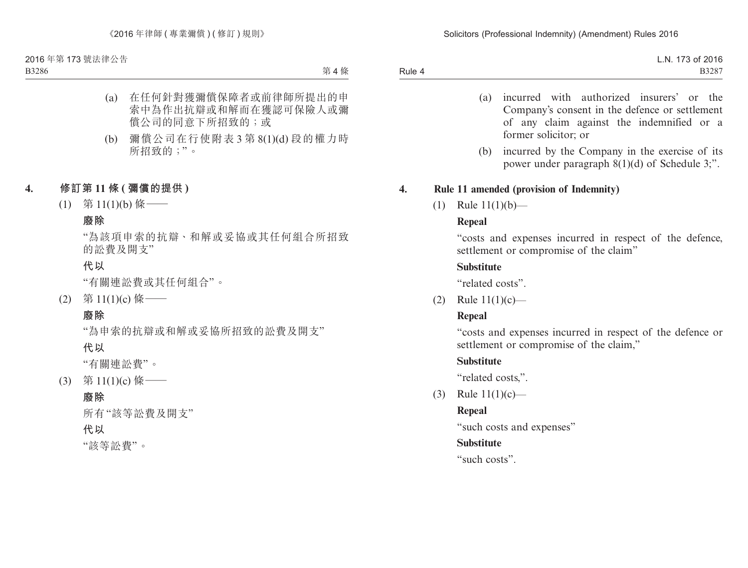(a) 在任何針對獲彌償保障者或前律師所提出的申索中為作出抗辯或和解而在獲認可保險人或彌償公司的同意下所招致的；或

(b) 彌償公司在行使附表 3 第 8(1)(d) 段的權力時所招致的；”。

## 4. 修訂第 11 條 (彌償的提供)

(1) 第 11(1)(b) 條——

**廢除**

“為該項申索的抗辯、和解或妥協或其任何組合所招致的訟費及開支”

**代以**

“有關連訟費或其任何組合”。

(2) 第 11(1)(c) 條——

**廢除**

“為申索的抗辯或和解或妥協所招致的訟費及開支”

**代以**

“有關連訟費”。

(3) 第 11(1)(c) 條——

**廢除**

所有“該等訟費及開支”

**代以**

“該等訟費”。

(a) incurred with authorized insurers' or the Company's consent in the defence or settlement of any claim against the indemnified or a former solicitor; or

(b) incurred by the Company in the exercise of its power under paragraph 8(1)(d) of Schedule 3;".

## 4. Rule 11 amended (provision of Indemnity)

(1) Rule 11(1)(b)—

**Repeal**

"costs and expenses incurred in respect of the defence, settlement or compromise of the claim"

**Substitute**

"related costs".

(2) Rule 11(1)(c)—

**Repeal**

"costs and expenses incurred in respect of the defence or settlement or compromise of the claim,"

**Substitute**

"related costs,".

(3) Rule 11(1)(c)—

**Repeal**

"such costs and expenses"

**Substitute**

"such costs".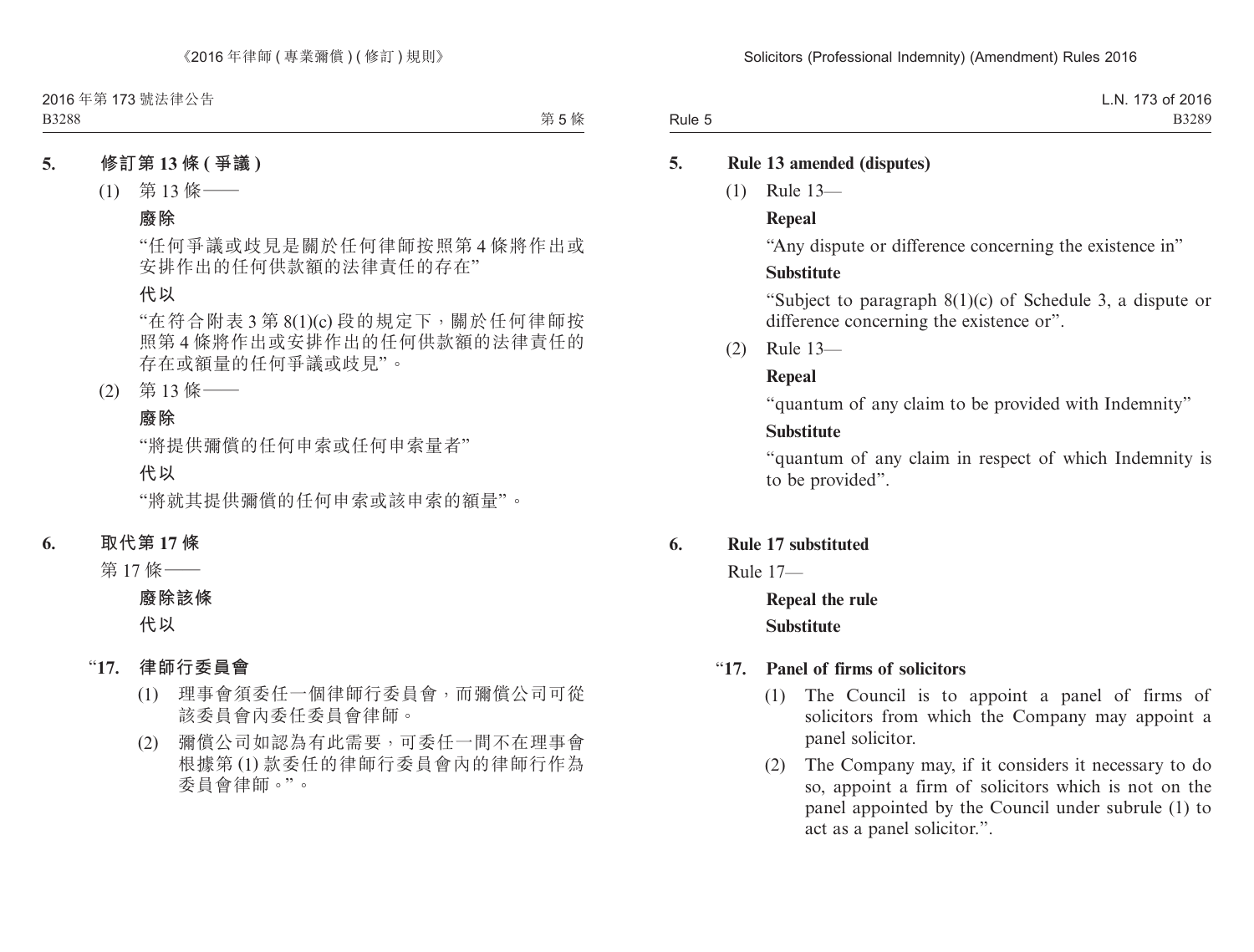## 5. 修訂第 13 條 (爭議)

(1) 第 13 條——

**廢除**

“任何爭議或歧見是關於任何律師按照第 4 條將作出或安排作出的任何供款額的法律責任的存在”

**代以**

“在符合附表 3 第 8(1)(c) 段的規定下，關於任何律師按照第 4 條將作出或安排作出的任何供款額的法律責任的存在或額量的任何爭議或歧見”。

(2) 第 13 條——

**廢除**

“將提供彌償的任何申索或任何申索量者”

**代以**

“將就其提供彌償的任何申索或該申索的額量”。

## 6. 取代第 17 條

第 17 條——

**廢除該條**

**代以**

“**17. 律師行委員會**

(1) 理事會須委任一個律師行委員會，而彌償公司可從該委員會內委任委員會律師。

(2) 彌償公司如認為有此需要，可委任一間不在理事會根據第 (1) 款委任的律師行委員會內的律師行作為委員會律師。”。

## 5. Rule 13 amended (disputes)

(1) Rule 13—

**Repeal**

“Any dispute or difference concerning the existence in”

**Substitute**

“Subject to paragraph 8(1)(c) of Schedule 3, a dispute or difference concerning the existence or”.

(2) Rule 13—

**Repeal**

“quantum of any claim to be provided with Indemnity”

**Substitute**

“quantum of any claim in respect of which Indemnity is to be provided”.

## 6. Rule 17 substituted

Rule 17—

**Repeal the rule**

**Substitute**

“**17. Panel of firms of solicitors**

(1) The Council is to appoint a panel of firms of solicitors from which the Company may appoint a panel solicitor.

(2) The Company may, if it considers it necessary to do so, appoint a firm of solicitors which is not on the panel appointed by the Council under subrule (1) to act as a panel solicitor.”.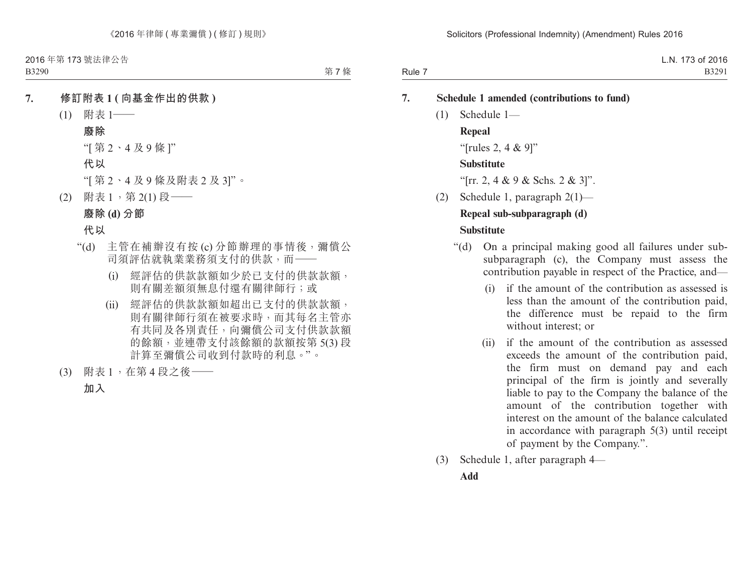## 7. 修訂附表 1 (向基金作出的供款)

(1) 附表 1——

**廢除**

"[第 2、4 及 9 條]"

**代以**

"[第 2、4 及 9 條及附表 2 及 3]"。

(2) 附表 1，第 2(1) 段——

**廢除 (d) 分節**

**代以**

"(d) 主管在補辦沒有按 (c) 分節辦理的事情後，彌償公司須評估就執業業務須支付的供款，而——

(i) 經評估的供款款額如少於已支付的供款款額，則有關差額須無息付還有關律師行；或

(ii) 經評估的供款款額如超出已支付的供款款額，則有關律師行須在被要求時，而其每名主管亦有共同及各別責任，向彌償公司支付供款款額的餘額，並連帶支付該餘額的款額按第 5(3) 段計算至彌償公司收到付款時的利息。"。

(3) 附表 1，在第 4 段之後——

**加入**

## 7. Schedule 1 amended (contributions to fund)

(1) Schedule 1—

**Repeal**

"[rules 2, 4 & 9]"

**Substitute**

"[rr. 2, 4 & 9 & Schs. 2 & 3]".

(2) Schedule 1, paragraph 2(1)—

**Repeal sub-subparagraph (d)**

**Substitute**

"(d) On a principal making good all failures under sub-subparagraph (c), the Company must assess the contribution payable in respect of the Practice, and—

(i) if the amount of the contribution as assessed is less than the amount of the contribution paid, the difference must be repaid to the firm without interest; or

(ii) if the amount of the contribution as assessed exceeds the amount of the contribution paid, the firm must on demand pay and each principal of the firm is jointly and severally liable to pay to the Company the balance of the amount of the contribution together with interest on the amount of the balance calculated in accordance with paragraph 5(3) until receipt of payment by the Company.".

(3) Schedule 1, after paragraph 4—

**Add**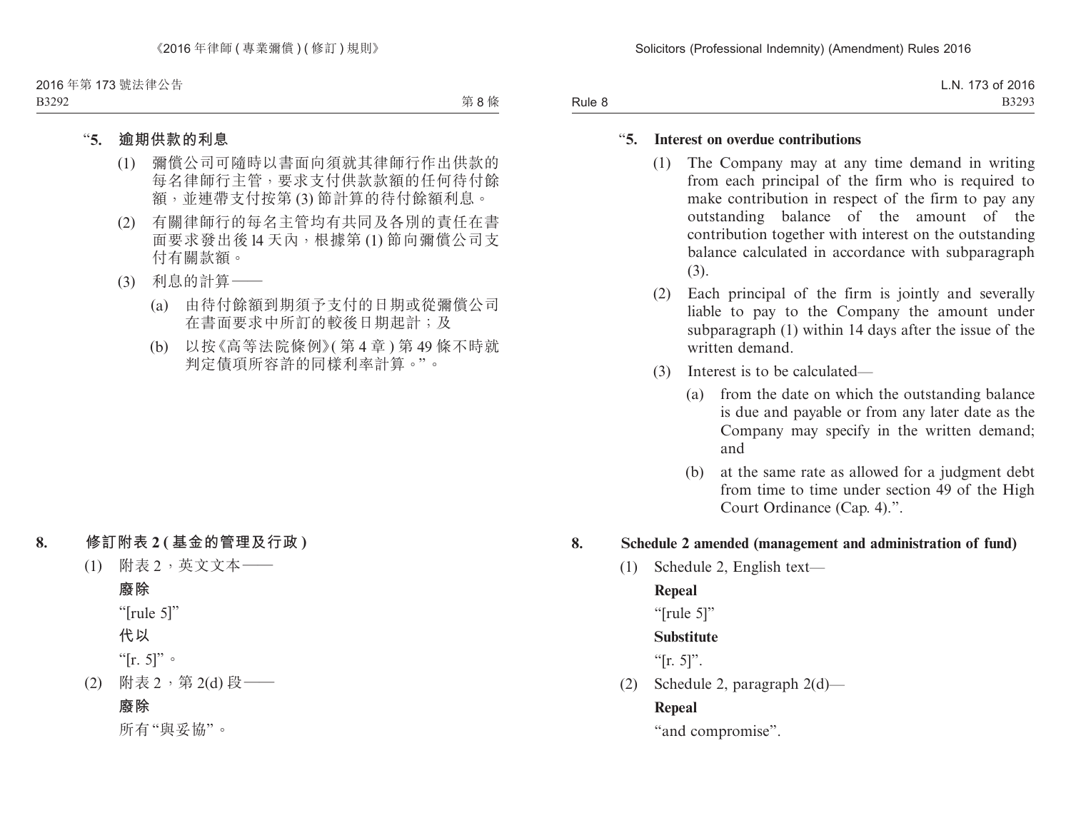"**5. 逾期供款的利息**

(1) 彌償公司可隨時以書面向須就其律師行作出供款的每名律師行主管，要求支付供款款額的任何待付餘額，並連帶支付按第 (3) 節計算的待付餘額利息。

(2) 有關律師行的每名主管均有共同及各別的責任在書面要求發出後 14 天內，根據第 (1) 節向彌償公司支付有關款額。

(3) 利息的計算——

(a) 由待付餘額到期須予支付的日期或從彌償公司在書面要求中所訂的較後日期起計；及

(b) 以按《高等法院條例》(第 4 章 ) 第 49 條不時就判定債項所容許的同樣利率計算。"。

**8. 修訂附表 2 ( 基金的管理及行政 )**

(1) 附表 2，英文文本——

**廢除**

"[rule 5]"

**代以**

"[r. 5]"。

(2) 附表 2，第 2(d) 段——

**廢除**

所有"與妥協"。

"**5. Interest on overdue contributions**

(1) The Company may at any time demand in writing from each principal of the firm who is required to make contribution in respect of the firm to pay any outstanding balance of the amount of the contribution together with interest on the outstanding balance calculated in accordance with subparagraph (3).

(2) Each principal of the firm is jointly and severally liable to pay to the Company the amount under subparagraph (1) within 14 days after the issue of the written demand.

(3) Interest is to be calculated—

(a) from the date on which the outstanding balance is due and payable or from any later date as the Company may specify in the written demand; and

(b) at the same rate as allowed for a judgment debt from time to time under section 49 of the High Court Ordinance (Cap. 4).".

**8. Schedule 2 amended (management and administration of fund)**

(1) Schedule 2, English text—

**Repeal**

"[rule 5]"

**Substitute**

"[r. 5]".

(2) Schedule 2, paragraph 2(d)—

**Repeal**

"and compromise".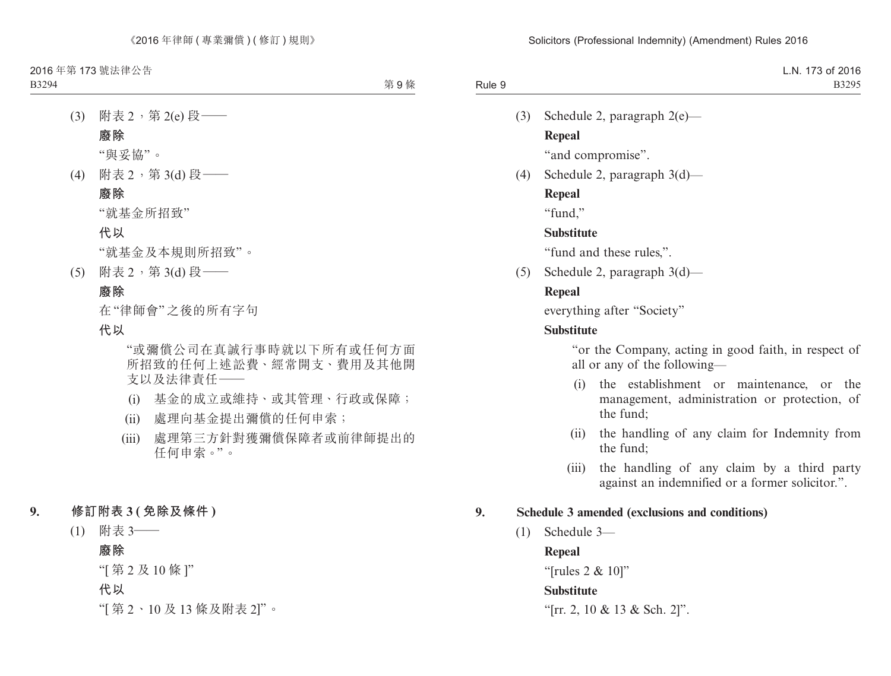(3) 附表 2，第 2(e) 段——

**廢除**

“與妥協”。

(4) 附表 2，第 3(d) 段——

**廢除**

“就基金所招致”

**代以**

“就基金及本規則所招致”。

(5) 附表 2，第 3(d) 段——

**廢除**

在“律師會”之後的所有字句

**代以**

“或彌償公司在真誠行事時就以下所有或任何方面所招致的任何上述訟費、經常開支、費用及其他開支以及法律責任——

(i) 基金的成立或維持、或其管理、行政或保障；

(ii) 處理向基金提出彌償的任何申索；

(iii) 處理第三方針對獲彌償保障者或前律師提出的任何申索。”。

**9. 修訂附表 3 (免除及條件)**

(1) 附表 3——

**廢除**

“[第 2 及 10 條]”

**代以**

“[第 2、10 及 13 條及附表 2]”。

(3) Schedule 2, paragraph 2(e)—

**Repeal**

“and compromise”.

(4) Schedule 2, paragraph 3(d)—

**Repeal**

“fund,”

**Substitute**

“fund and these rules,”.

(5) Schedule 2, paragraph 3(d)—

**Repeal**

everything after “Society”

**Substitute**

“or the Company, acting in good faith, in respect of all or any of the following—

(i) the establishment or maintenance, or the management, administration or protection, of the fund;

(ii) the handling of any claim for Indemnity from the fund;

(iii) the handling of any claim by a third party against an indemnified or a former solicitor.”.

**9. Schedule 3 amended (exclusions and conditions)**

(1) Schedule 3—

**Repeal**

“[rules 2 & 10]”

**Substitute**

“[rr. 2, 10 & 13 & Sch. 2]”.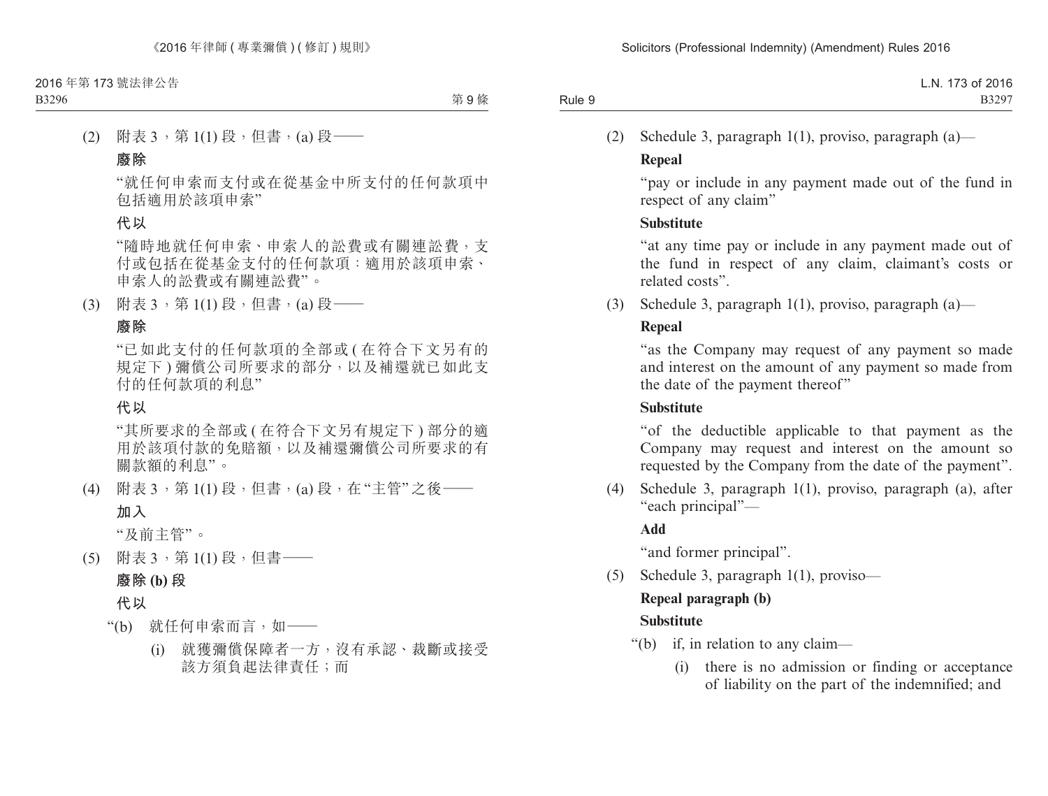(2) 附表 3，第 1(1) 段，但書，(a) 段——

**廢除**

"就任何申索而支付或在從基金中所支付的任何款項中包括適用於該項申索"

**代以**

"隨時地就任何申索、申索人的訟費或有關連訟費，支付或包括在從基金支付的任何款項：適用於該項申索、申索人的訟費或有關連訟費"。

(3) 附表 3，第 1(1) 段，但書，(a) 段——

**廢除**

"已如此支付的任何款項的全部或 (在符合下文另有的規定下) 彌償公司所要求的部分，以及補還就已如此支付的任何款項的利息"

**代以**

"其所要求的全部或 (在符合下文另有規定下) 部分的適用於該項付款的免賠額，以及補還彌償公司所要求的有關款額的利息"。

(4) 附表 3，第 1(1) 段，但書，(a) 段，在"主管"之後——

**加入**

"及前主管"。

(5) 附表 3，第 1(1) 段，但書——

**廢除 (b) 段**

**代以**

"(b) 就任何申索而言，如——

(i) 就獲彌償保障者一方，沒有承認、裁斷或接受該方須負起法律責任；而

(2) Schedule 3, paragraph 1(1), proviso, paragraph (a)—

**Repeal**

"pay or include in any payment made out of the fund in respect of any claim"

**Substitute**

"at any time pay or include in any payment made out of the fund in respect of any claim, claimant's costs or related costs".

(3) Schedule 3, paragraph 1(1), proviso, paragraph (a)—

**Repeal**

"as the Company may request of any payment so made and interest on the amount of any payment so made from the date of the payment thereof"

**Substitute**

"of the deductible applicable to that payment as the Company may request and interest on the amount so requested by the Company from the date of the payment".

(4) Schedule 3, paragraph 1(1), proviso, paragraph (a), after "each principal"—

**Add**

"and former principal".

(5) Schedule 3, paragraph 1(1), proviso—

**Repeal paragraph (b)**

**Substitute**

"(b) if, in relation to any claim—

(i) there is no admission or finding or acceptance of liability on the part of the indemnified; and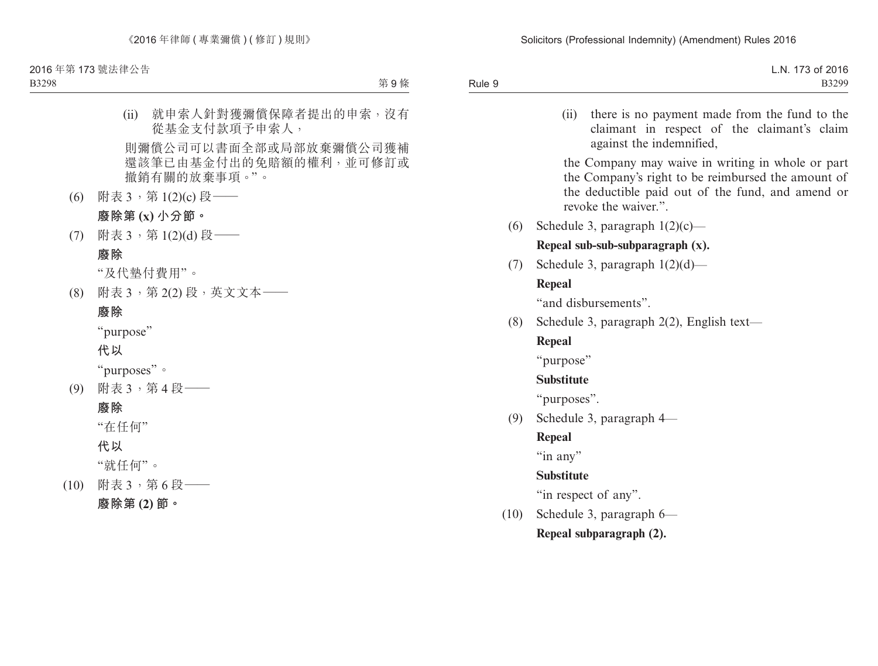(ii) 就申索人針對獲彌償保障者提出的申索，沒有從基金支付款項予申索人，

則彌償公司可以書面全部或局部放棄彌償公司獲補還該筆已由基金付出的免賠額的權利，並可修訂或撤銷有關的放棄事項。”。

(6) 附表 3，第 1(2)(c) 段——

**廢除第 (x) 小分節。**

(7) 附表 3，第 1(2)(d) 段——

**廢除**

“及代墊付費用”。

(8) 附表 3，第 2(2) 段，英文文本——

**廢除**

“purpose”

**代以**

“purposes”。

(9) 附表 3，第 4 段——

**廢除**

“在任何”

**代以**

“就任何”。

(10) 附表 3，第 6 段——

**廢除第 (2) 節。**

(ii) there is no payment made from the fund to the claimant in respect of the claimant's claim against the indemnified,

the Company may waive in writing in whole or part the Company's right to be reimbursed the amount of the deductible paid out of the fund, and amend or revoke the waiver.”.

(6) Schedule 3, paragraph 1(2)(c)—

**Repeal sub-sub-subparagraph (x).**

(7) Schedule 3, paragraph 1(2)(d)—

**Repeal**

“and disbursements”.

(8) Schedule 3, paragraph 2(2), English text—

**Repeal**

“purpose”

**Substitute**

“purposes”.

(9) Schedule 3, paragraph 4—

**Repeal**

“in any”

**Substitute**

“in respect of any”.

(10) Schedule 3, paragraph 6—

**Repeal subparagraph (2).**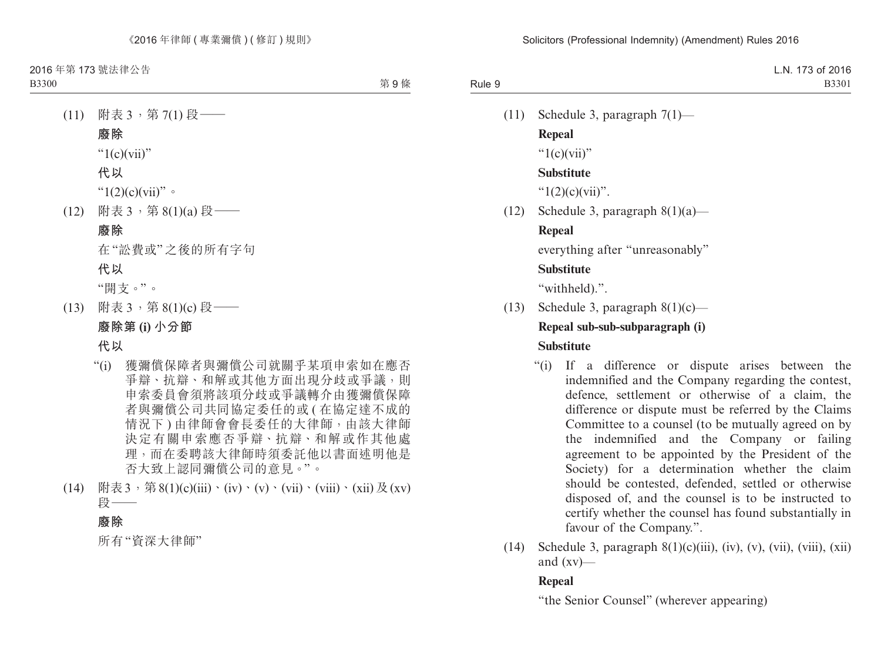(11) 附表 3，第 7(1) 段——

**廢除**

“1(c)(vii)”

**代以**

“1(2)(c)(vii)”。

(12) 附表 3，第 8(1)(a) 段——

**廢除**

在“訟費或”之後的所有字句

**代以**

“開支。”。

(13) 附表 3，第 8(1)(c) 段——

**廢除第 (i) 小分節**

**代以**

“(i) 獲彌償保障者與彌償公司就關乎某項申索如在應否爭辯、抗辯、和解或其他方面出現分歧或爭議，則申索委員會須將該項分歧或爭議轉介由獲彌償保障者與彌償公司共同協定委任的或(在協定達不成的情況下)由律師會會長委任的大律師，由該大律師決定有關申索應否爭辯、抗辯、和解或作其他處理，而在委聘該大律師時須委託他以書面述明他是否大致上認同彌償公司的意見。”。

(14) 附表 3，第 8(1)(c)(iii)、(iv)、(v)、(vii)、(viii)、(xii) 及 (xv) 段——

**廢除**

所有“資深大律師”

(11) Schedule 3, paragraph 7(1)—

**Repeal**

“1(c)(vii)”

**Substitute**

“1(2)(c)(vii)”.

(12) Schedule 3, paragraph 8(1)(a)—

**Repeal**

everything after “unreasonably”

**Substitute**

“withheld).”.

(13) Schedule 3, paragraph 8(1)(c)—

**Repeal sub-sub-subparagraph (i)**

**Substitute**

“(i) If a difference or dispute arises between the indemnified and the Company regarding the contest, defence, settlement or otherwise of a claim, the difference or dispute must be referred by the Claims Committee to a counsel (to be mutually agreed on by the indemnified and the Company or failing agreement to be appointed by the President of the Society) for a determination whether the claim should be contested, defended, settled or otherwise disposed of, and the counsel is to be instructed to certify whether the counsel has found substantially in favour of the Company.”.

(14) Schedule 3, paragraph 8(1)(c)(iii), (iv), (v), (vii), (viii), (xii) and (xv)—

**Repeal**

“the Senior Counsel” (wherever appearing)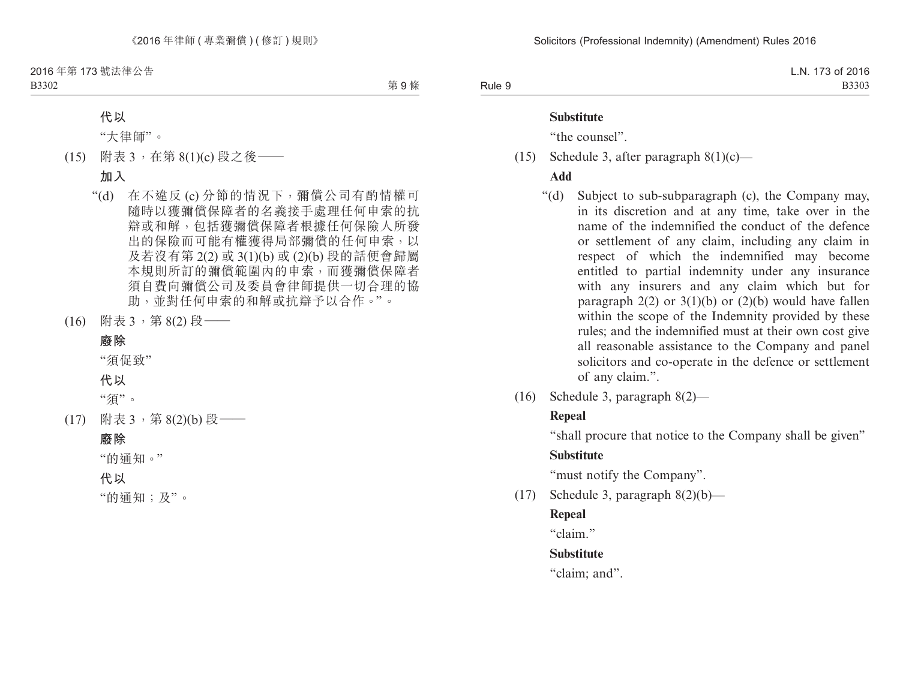**代以**

"大律師"。

(15) 附表 3，在第 8(1)(c) 段之後——

**加入**

"(d) 在不違反 (c) 分節的情況下，彌償公司有酌情權可隨時以獲彌償保障者的名義接手處理任何申索的抗辯或和解，包括獲彌償保障者根據任何保險人所發出的保險而可能有權獲得局部彌償的任何申索，以及若沒有第 2(2) 或 3(1)(b) 或 (2)(b) 段的話便會歸屬本規則所訂的彌償範圍內的申索，而獲彌償保障者須自費向彌償公司及委員會律師提供一切合理的協助，並對任何申索的和解或抗辯予以合作。"。

(16) 附表 3，第 8(2) 段——

**廢除**

"須促致"

**代以**

"須"。

(17) 附表 3，第 8(2)(b) 段——

**廢除**

"的通知。"

**代以**

"的通知；及"。

**Substitute**

"the counsel".

(15) Schedule 3, after paragraph 8(1)(c)—

**Add**

"(d) Subject to sub-subparagraph (c), the Company may, in its discretion and at any time, take over in the name of the indemnified the conduct of the defence or settlement of any claim, including any claim in respect of which the indemnified may become entitled to partial indemnity under any insurance with any insurers and any claim which but for paragraph 2(2) or 3(1)(b) or (2)(b) would have fallen within the scope of the Indemnity provided by these rules; and the indemnified must at their own cost give all reasonable assistance to the Company and panel solicitors and co-operate in the defence or settlement of any claim.".

(16) Schedule 3, paragraph 8(2)—

**Repeal**

"shall procure that notice to the Company shall be given"

**Substitute**

"must notify the Company".

(17) Schedule 3, paragraph 8(2)(b)—

**Repeal**

"claim."

**Substitute**

"claim; and".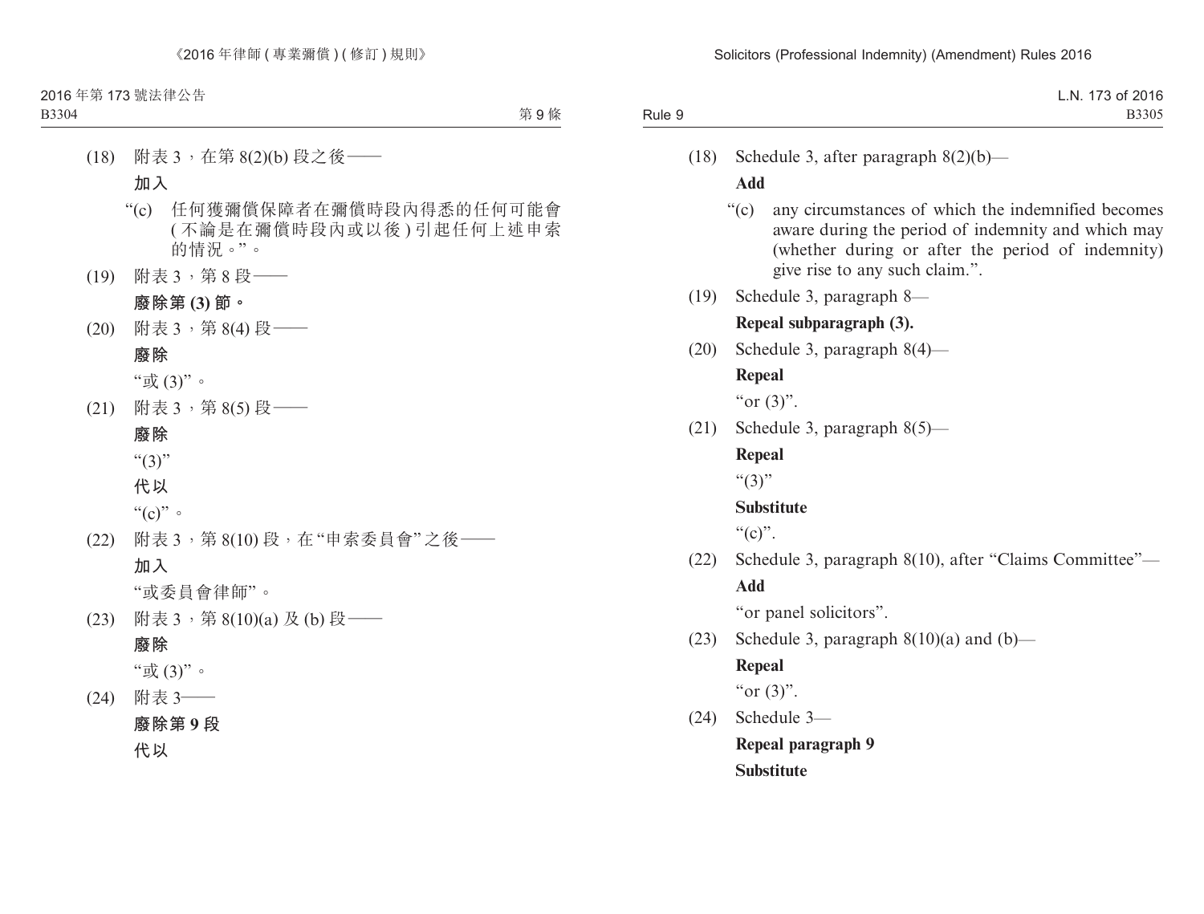(18) 附表 3，在第 8(2)(b) 段之後——

**加入**

“(c) 任何獲彌償保障者在彌償時段內得悉的任何可能會 (不論是在彌償時段內或以後) 引起任何上述申索的情況。”。

(19) 附表 3，第 8 段——

**廢除第 (3) 節。**

(20) 附表 3，第 8(4) 段——

**廢除**

“或 (3)”。

(21) 附表 3，第 8(5) 段——

**廢除**

“(3)”

**代以**

“(c)”。

(22) 附表 3，第 8(10) 段，在“申索委員會”之後——

**加入**

“或委員會律師”。

(23) 附表 3，第 8(10)(a) 及 (b) 段——

**廢除**

“或 (3)”。

(24) 附表 3——

**廢除第 9 段**

**代以**

(18) Schedule 3, after paragraph 8(2)(b)—

**Add**

“(c) any circumstances of which the indemnified becomes aware during the period of indemnity and which may (whether during or after the period of indemnity) give rise to any such claim.”.

(19) Schedule 3, paragraph 8—

**Repeal subparagraph (3).**

(20) Schedule 3, paragraph 8(4)—

**Repeal**

“or (3)”.

(21) Schedule 3, paragraph 8(5)—

**Repeal**

“(3)”

**Substitute**

“(c)”.

(22) Schedule 3, paragraph 8(10), after “Claims Committee”—

**Add**

“or panel solicitors”.

(23) Schedule 3, paragraph 8(10)(a) and (b)—

**Repeal**

“or (3)”.

(24) Schedule 3—

**Repeal paragraph 9**

**Substitute**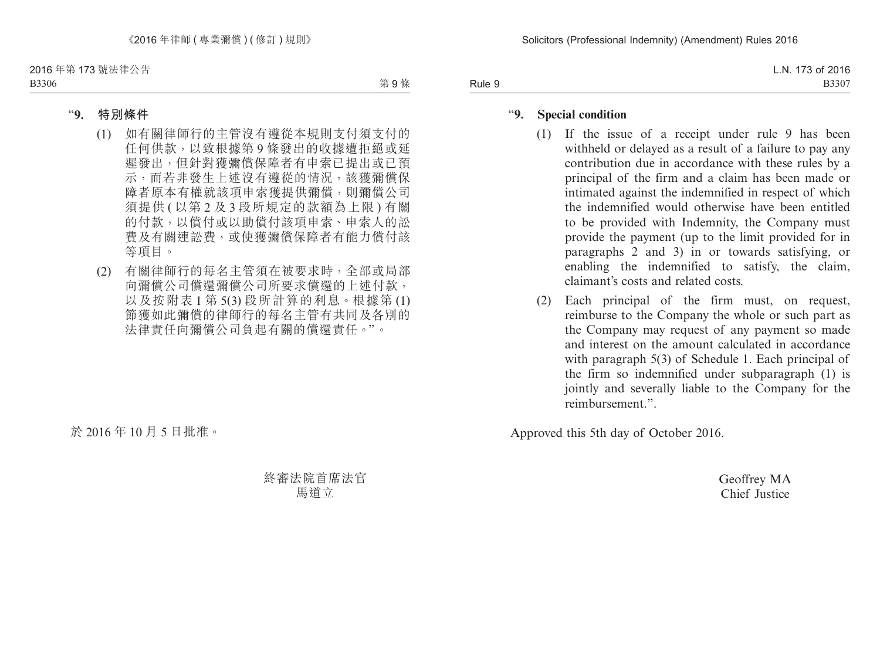"**9. 特別條件**

(1) 如有關律師行的主管沒有遵從本規則支付須支付的任何供款，以致根據第 9 條發出的收據遭拒絕或延遲發出，但針對獲彌償保障者有申索已提出或已預示，而若非發生上述沒有遵從的情況，該獲彌償保障者原本有權就該項申索獲提供彌償，則彌償公司須提供 (以第 2 及 3 段所規定的款額為上限) 有關的付款，以償付或以助償付該項申索、申索人的訟費及有關連訟費，或使獲彌償保障者有能力償付該等項目。

(2) 有關律師行的每名主管須在被要求時，全部或局部向彌償公司償還彌償公司所要求償還的上述付款，以及按附表 1 第 5(3) 段所計算的利息。根據第 (1) 節獲如此彌償的律師行的每名主管有共同及各別的法律責任向彌償公司負起有關的償還責任。"。

於 2016 年 10 月 5 日批准。

終審法院首席法官
馬道立

"**9. Special condition**

(1) If the issue of a receipt under rule 9 has been withheld or delayed as a result of a failure to pay any contribution due in accordance with these rules by a principal of the firm and a claim has been made or intimated against the indemnified in respect of which the indemnified would otherwise have been entitled to be provided with Indemnity, the Company must provide the payment (up to the limit provided for in paragraphs 2 and 3) in or towards satisfying, or enabling the indemnified to satisfy, the claim, claimant's costs and related costs.

(2) Each principal of the firm must, on request, reimburse to the Company the whole or such part as the Company may request of any payment so made and interest on the amount calculated in accordance with paragraph 5(3) of Schedule 1. Each principal of the firm so indemnified under subparagraph (1) is jointly and severally liable to the Company for the reimbursement.".

Approved this 5th day of October 2016.

Geoffrey MA
Chief Justice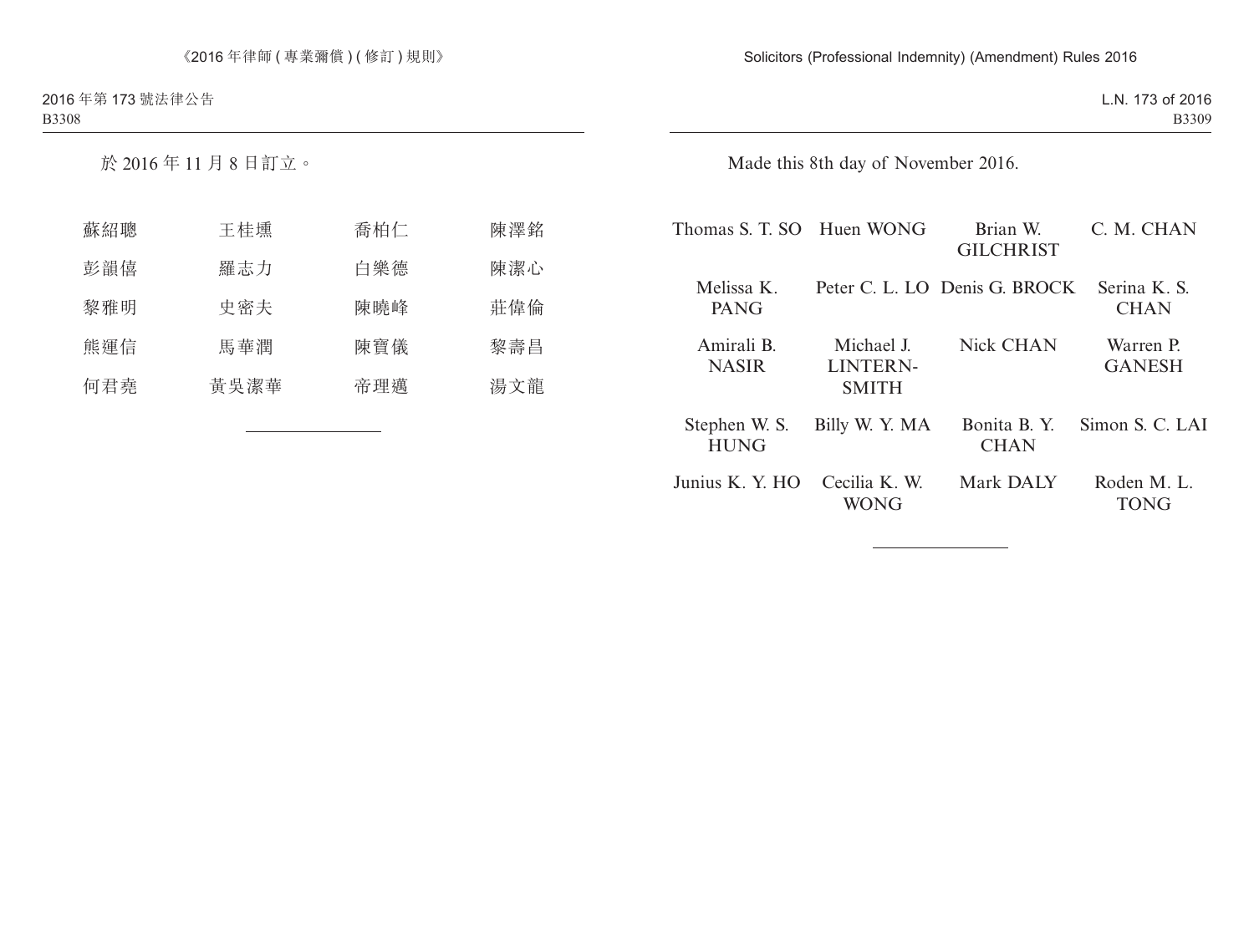於 2016 年 11 月 8 日訂立。

| | | | |
|---|---|---|---|
| 蘇紹聰 | 王桂壎 | 喬柏仁 | 陳澤銘 |
| 彭韻僖 | 羅志力 | 白樂德 | 陳潔心 |
| 黎雅明 | 史密夫 | 陳曉峰 | 莊偉倫 |
| 熊運信 | 馬華潤 | 陳寶儀 | 黎壽昌 |
| 何君堯 | 黃吳潔華 | 帝理邁 | 湯文龍 |

Made this 8th day of November 2016.

| | | | |
|---|---|---|---|
| Thomas S. T. SO | Huen WONG | Brian W. GILCHRIST | C. M. CHAN |
| Melissa K. PANG | Peter C. L. LO | Denis G. BROCK | Serina K. S. CHAN |
| Amirali B. NASIR | Michael J. LINTERN-SMITH | Nick CHAN | Warren P. GANESH |
| Stephen W. S. HUNG | Billy W. Y. MA | Bonita B. Y. CHAN | Simon S. C. LAI |
| Junius K. Y. HO | Cecilia K. W. WONG | Mark DALY | Roden M. L. TONG |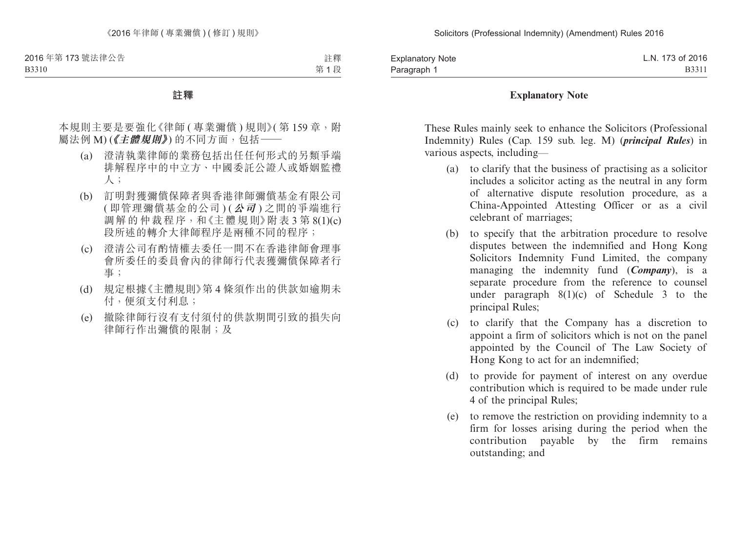## 註釋

本規則主要是要強化《律師 (專業彌償) 規則》(第 159 章，附屬法例 M) (***《主體規則》***) 的不同方面，包括——

(a) 澄清執業律師的業務包括出任任何形式的另類爭端排解程序中的中立方、中國委託公證人或婚姻監禮人；

(b) 訂明對獲彌償保障者與香港律師彌償基金有限公司 (即管理彌償基金的公司) (***公司***) 之間的爭端進行調解的仲裁程序，和《主體規則》附表 3 第 8(1)(c) 段所述的轉介大律師程序是兩種不同的程序；

(c) 澄清公司有酌情權去委任一間不在香港律師會理事會所委任的委員會內的律師行代表獲彌償保障者行事；

(d) 規定根據《主體規則》第 4 條須作出的供款如逾期未付，便須支付利息；

(e) 撤除律師行沒有支付須付的供款期間引致的損失向律師行作出彌償的限制；及

## Explanatory Note

These Rules mainly seek to enhance the Solicitors (Professional Indemnity) Rules (Cap. 159 sub. leg. M) (***principal Rules***) in various aspects, including—

(a) to clarify that the business of practising as a solicitor includes a solicitor acting as the neutral in any form of alternative dispute resolution procedure, as a China-Appointed Attesting Officer or as a civil celebrant of marriages;

(b) to specify that the arbitration procedure to resolve disputes between the indemnified and Hong Kong Solicitors Indemnity Fund Limited, the company managing the indemnity fund (***Company***), is a separate procedure from the reference to counsel under paragraph 8(1)(c) of Schedule 3 to the principal Rules;

(c) to clarify that the Company has a discretion to appoint a firm of solicitors which is not on the panel appointed by the Council of The Law Society of Hong Kong to act for an indemnified;

(d) to provide for payment of interest on any overdue contribution which is required to be made under rule 4 of the principal Rules;

(e) to remove the restriction on providing indemnity to a firm for losses arising during the period when the contribution payable by the firm remains outstanding; and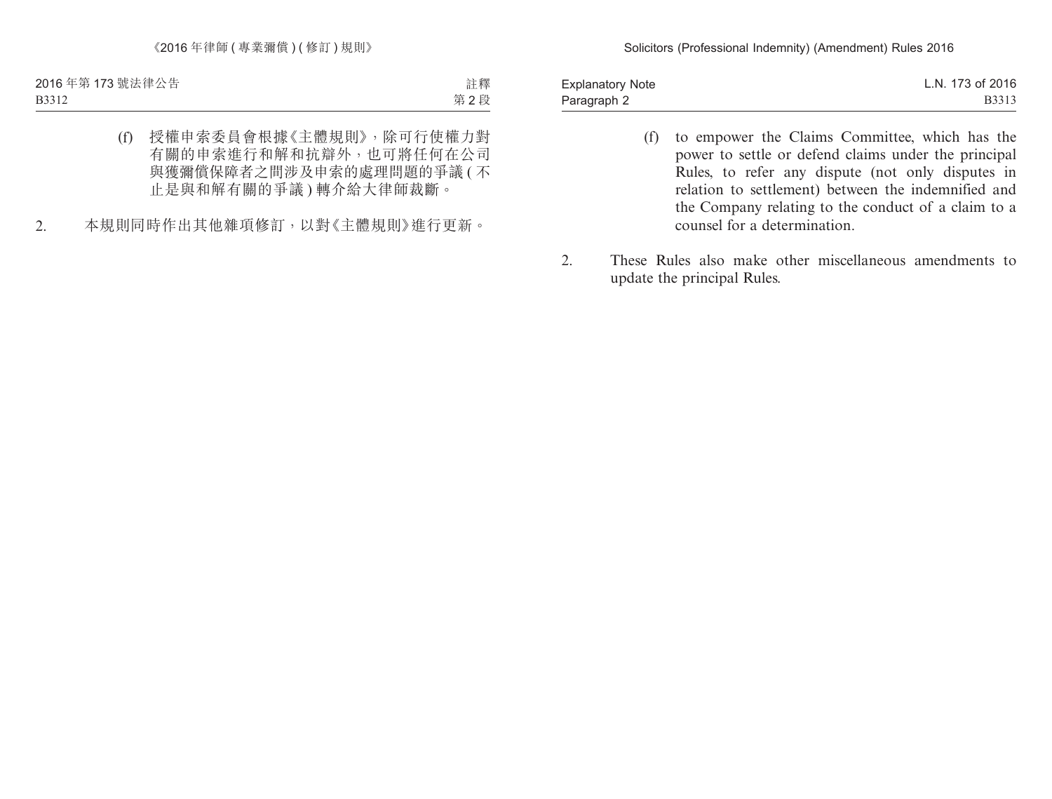(f) 授權申索委員會根據《主體規則》，除可行使權力對有關的申索進行和解和抗辯外，也可將任何在公司與獲彌償保障者之間涉及申索的處理問題的爭議 ( 不止是與和解有關的爭議 ) 轉介給大律師裁斷。

2. 本規則同時作出其他雜項修訂，以對《主體規則》進行更新。

(f) to empower the Claims Committee, which has the power to settle or defend claims under the principal Rules, to refer any dispute (not only disputes in relation to settlement) between the indemnified and the Company relating to the conduct of a claim to a counsel for a determination.

2. These Rules also make other miscellaneous amendments to update the principal Rules.